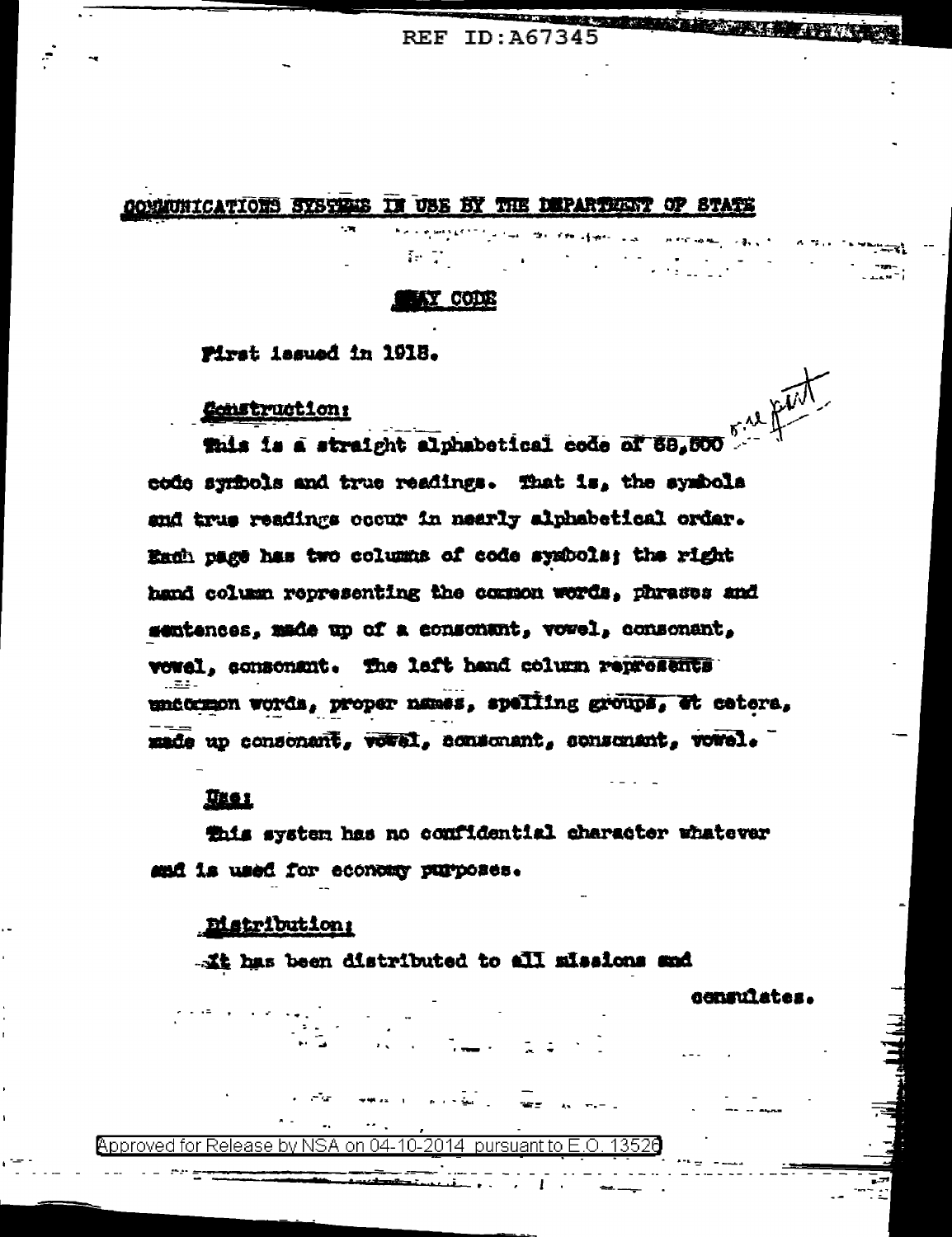## COMMUNICATIONS SYSTEMS IN USE BY THE DEPARTMENT OF STATE

### GRAY CODE

First issued in 1918.

**Construction:**

This is a straight alphabetical code of 88,500 code symbols and true readings. That is, the symbols and true readings occur in nearly alphabetical order. Each page has two columns of code symbols; the right hand column representing the common words, phrases and sentences, made up of a consonant, vowel, consonant, vowel, consonant. The left hand column represents uncommon words, proper names, spelling groups, et cetera, made up consonant, vowel, consonant, consonant, vowel.

**Use:**

This system has no confidential character whatever and is used for economy purposes.

**Distribution:**

It has been distributed to all missions and consulates.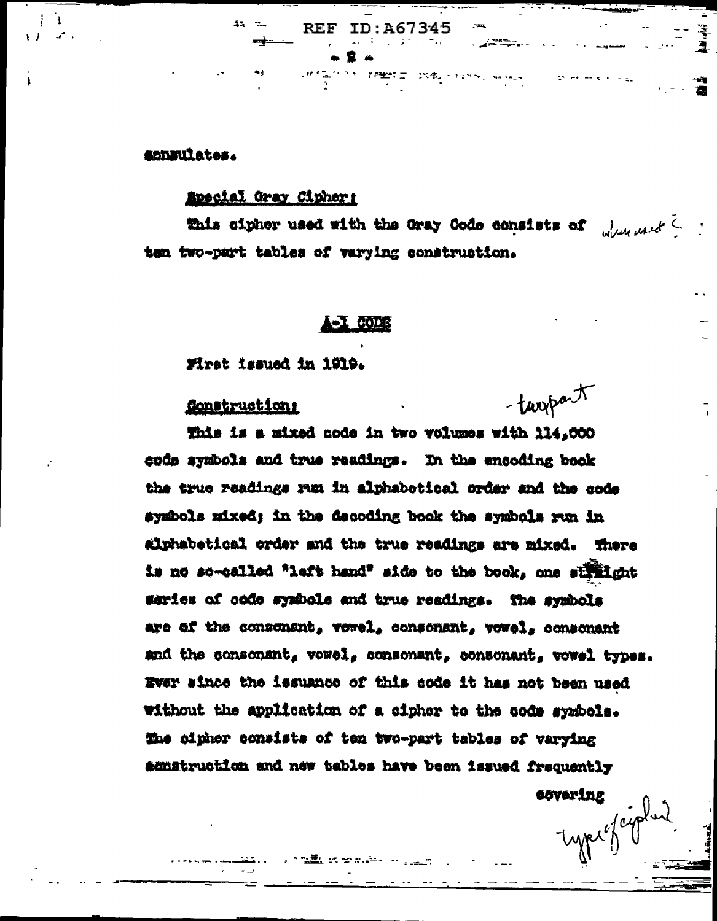consulates.

Special Gray Cipher:

This cipher used with the Gray Code consists of ten two-part tables of varying construction.

## A-1 CODE

First issued in 1919.

Construction:

This is a mixed code in two volumes with 114,000 code symbols and true readings. In the encoding book the true readings run in alphabetical order and the code symbols mixed; in the decoding book the symbols run in alphabetical order and the true readings are mixed. There is no so-called "left hand" side to the book, one straight series of code symbols and true readings. The symbols are of the consonant, vowel, consonant, vowel, consonant and the consonant, vowel, consonant, consonant, vowel types. Ever since the issuance of this code it has not been used without the application of a cipher to the code symbols. The cipher consists of ten two-part tables of varying construction and new tables have been issued frequently

covering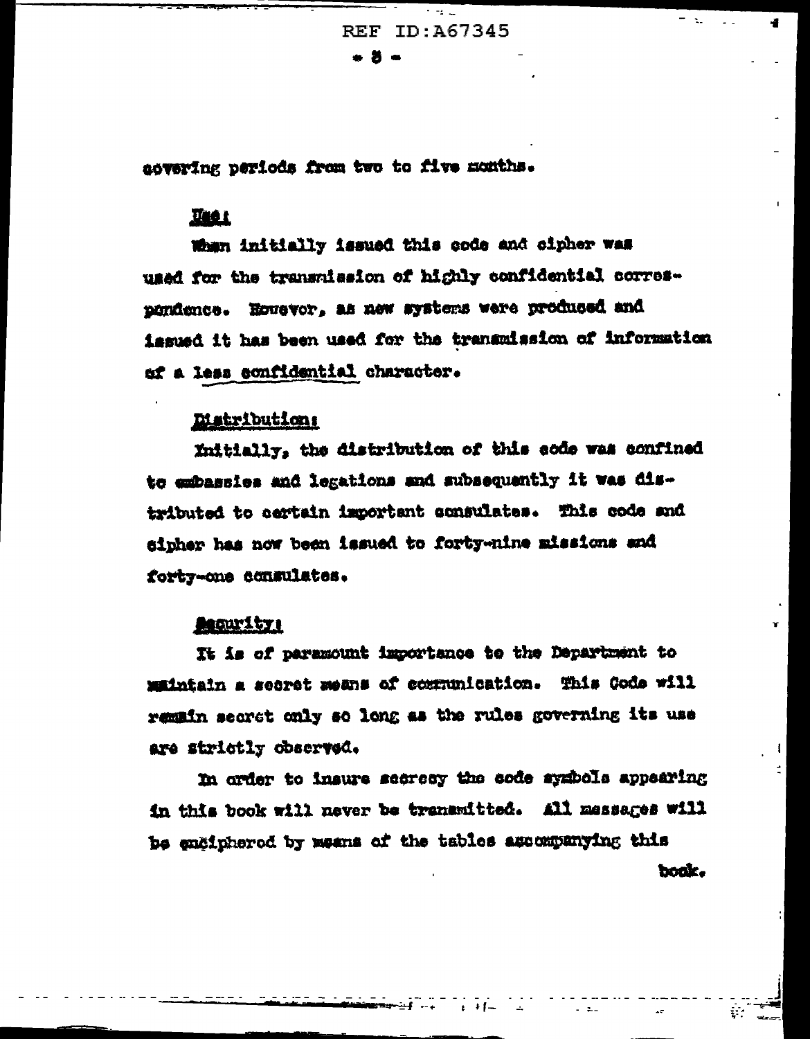covering periods from two to five months.

**Use:**

When initially issued this code and cipher was used for the transmission of highly confidential correspondence. However, as new systems were produced and issued it has been used for the transmission of information of a less confidential character.

**Distribution:**

Initially, the distribution of this code was confined to embassies and legations and subsequently it was distributed to certain important consulates. This code and cipher has now been issued to forty-nine missions and forty-one consulates.

**Security:**

It is of paramount importance to the Department to maintain a secret means of communication. This Code will remain secret only so long as the rules governing its use are strictly observed.

In order to insure secrecy the code symbols appearing in this book will never be transmitted. All messages will be enciphered by means of the tables accompanying this book.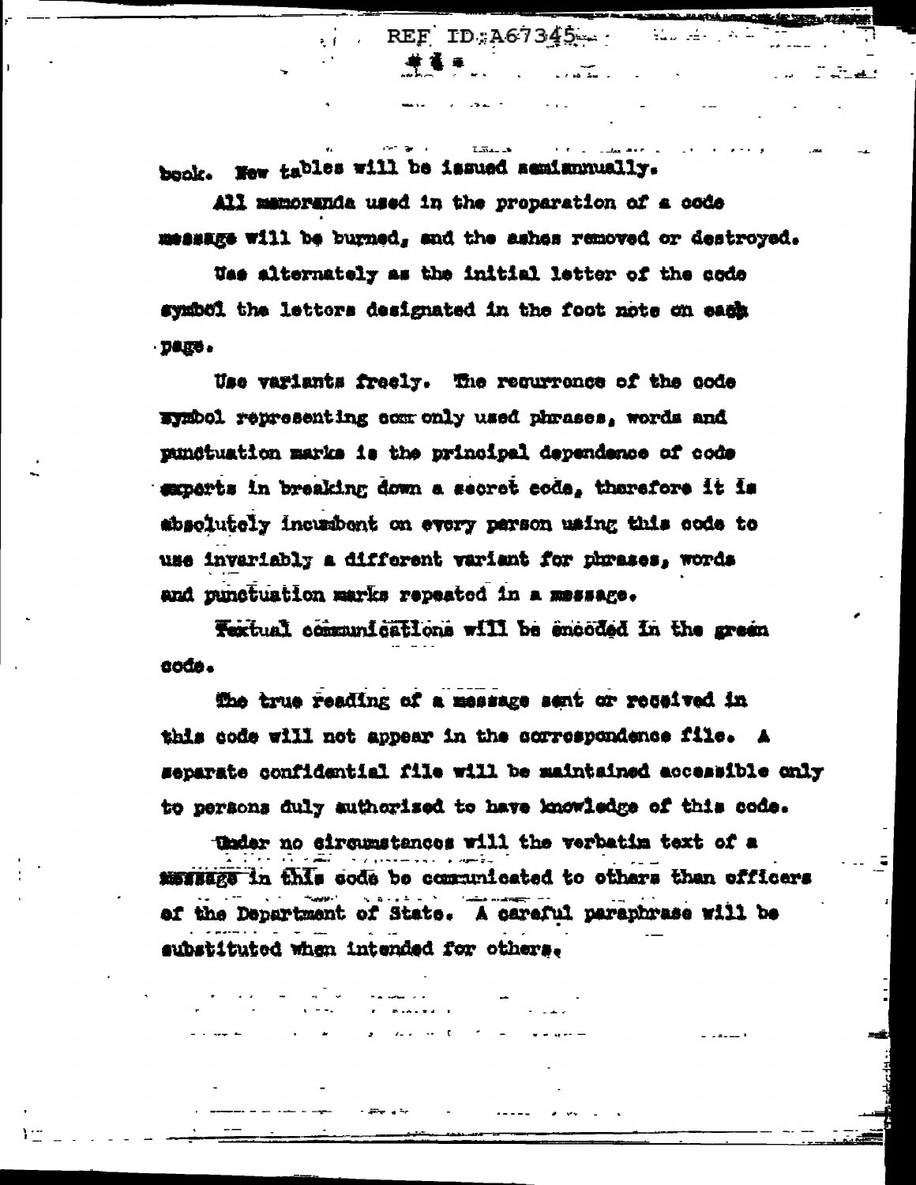book. New tables will be issued semiannually.

All memoranda used in the preparation of a code message will be burned, and the ashes removed or destroyed.

Use alternately as the initial letter of the code symbol the letters designated in the foot note on each page.

Use variants freely. The recurrence of the code symbol representing commonly used phrases, words and punctuation marks is the principal dependence of code experts in breaking down a secret code, therefore it is absolutely incumbent on every person using this code to use invariably a different variant for phrases, words and punctuation marks repeated in a message.

Textual communications will be encoded in the green code.

The true reading of a message sent or received in this code will not appear in the correspondence file. A separate confidential file will be maintained accessible only to persons duly authorized to have knowledge of this code.

Under no circumstances will the verbatim text of a message in this code be communicated to others than officers of the Department of State. A careful paraphrase will be substituted when intended for others.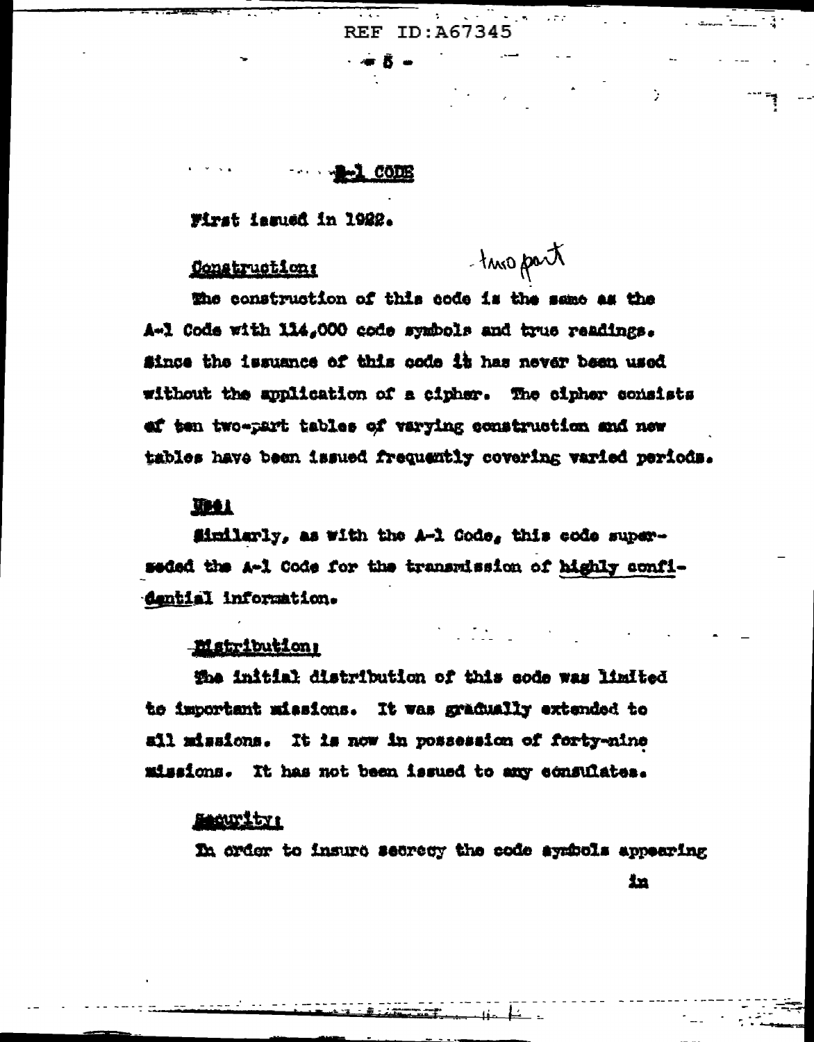## B-1 CODE

First issued in 1922.

**Construction:** – two part

The construction of this code is the same as the A-1 Code with 114,000 code symbols and true readings. Since the issuance of this code it has never been used without the application of a cipher. The cipher consists of ten two-part tables of varying construction and new tables have been issued frequently covering varied periods.

**Use:**

Similarly, as with the A-1 Code, this code superseded the A-1 Code for the transmission of highly confidential information.

**Distribution:**

The initial distribution of this code was limited to important missions. It was gradually extended to all missions. It is now in possession of forty-nine missions. It has not been issued to any consulates.

**Security:**

In order to insure secrecy the code symbols appearing in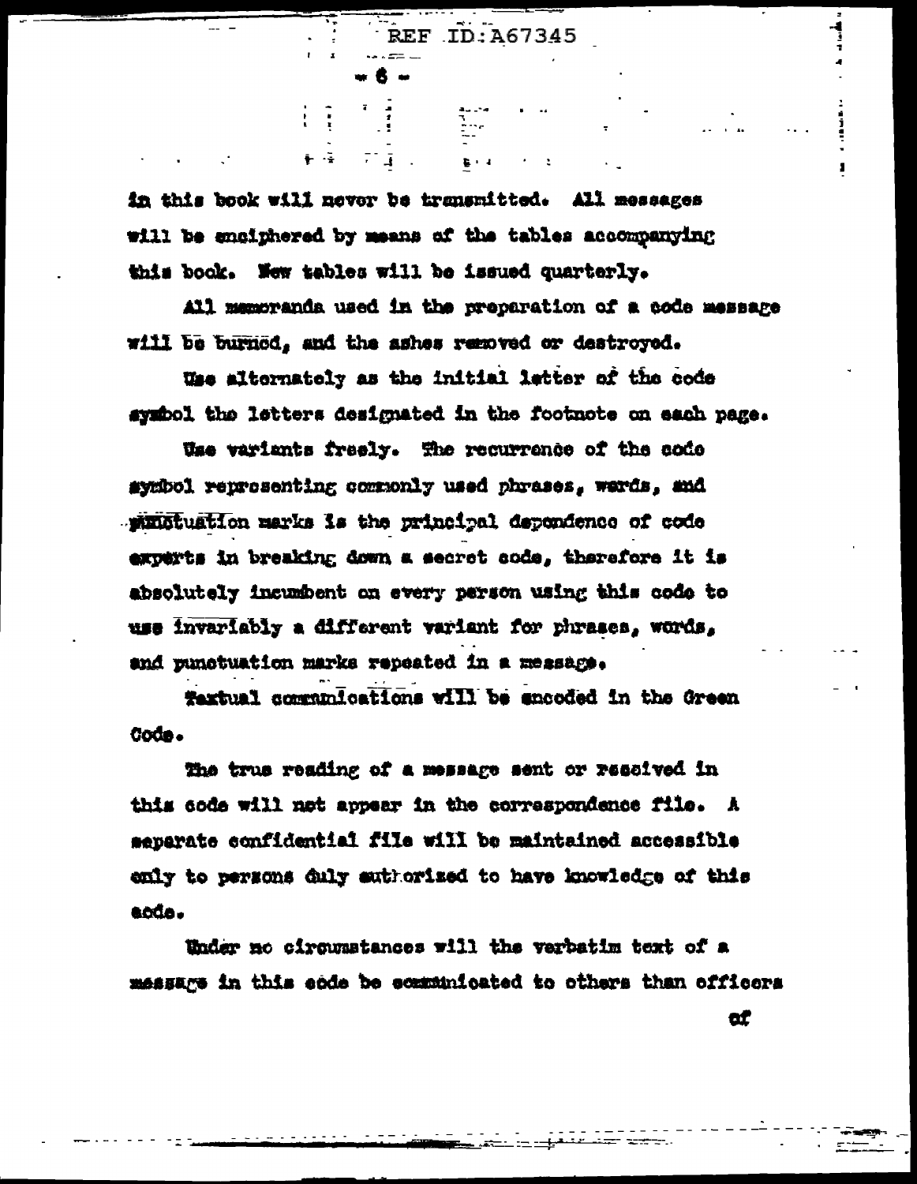in this book will never be transmitted. All messages will be enciphered by means of the tables accompanying this book. New tables will be issued quarterly.

All memoranda used in the preparation of a code message will be burned, and the ashes removed or destroyed.

Use alternately as the initial letter of the code symbol the letters designated in the footnote on each page.

Use variants freely. The recurrence of the code symbol representing commonly used phrases, words, and punctuation marks is the principal dependence of code experts in breaking down a secret code, therefore it is absolutely incumbent on every person using this code to use invariably a different variant for phrases, words, and punctuation marks repeated in a message.

Textual communications will be encoded in the Green Code.

The true reading of a message sent or received in this code will not appear in the correspondence file. A separate confidential file will be maintained accessible only to persons duly authorized to have knowledge of this code.

Under no circumstances will the verbatim text of a message in this code be communicated to others than officers of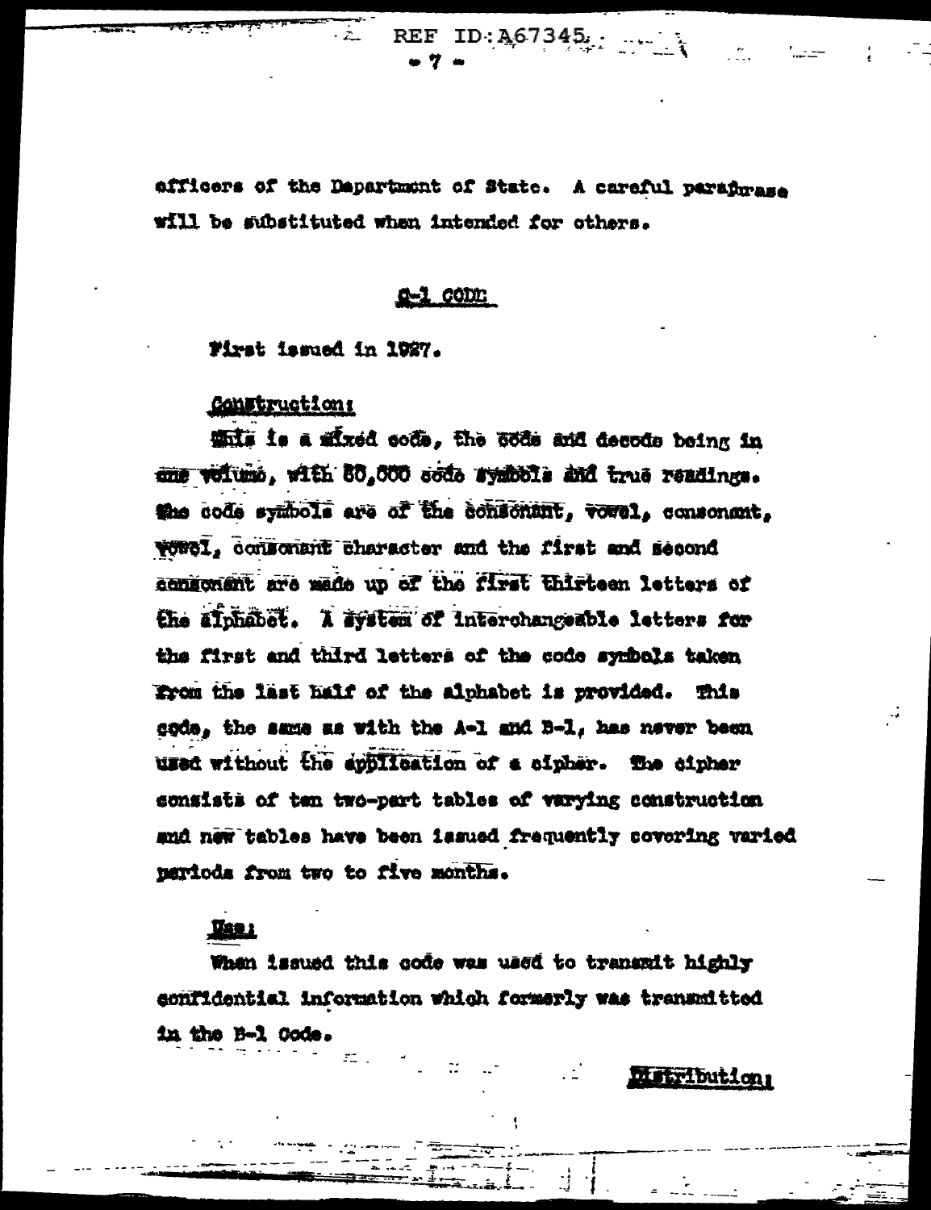officers of the Department of State. A careful paraphrase will be substituted when intended for others.

## C-1 CODE

First issued in 1927.

Construction:

This is a mixed code, the code and decode being in one volume, with 80,000 code symbols and true readings. The code symbols are of the consonant, vowel, consonant, vowel, consonant character and the first and second consonant are made up of the first thirteen letters of the alphabet. A system of interchangeable letters for the first and third letters of the code symbols taken from the last half of the alphabet is provided. This code, the same as with the A-1 and B-1, has never been used without the application of a cipher. The cipher consists of ten two-part tables of varying construction and new tables have been issued frequently covering varied periods from two to five months.

Use:

When issued this code was used to transmit highly confidential information which formerly was transmitted in the B-1 Code.

Distribution: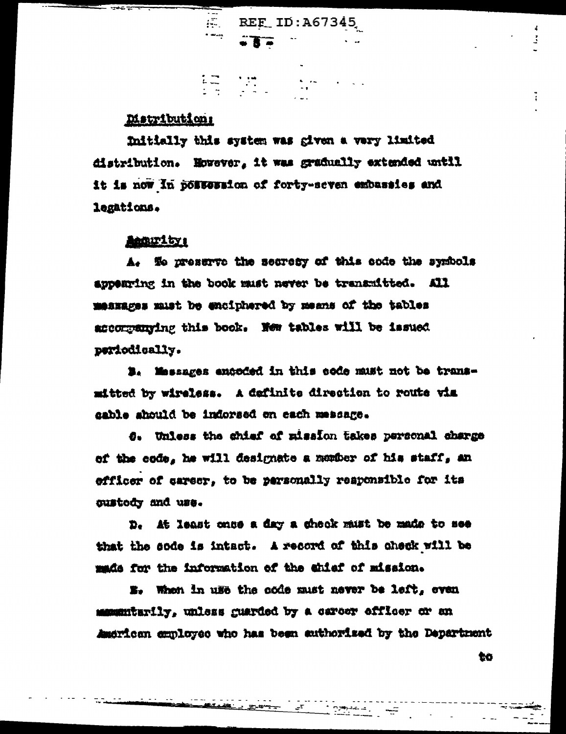Distribution:

Initially this system was given a very limited distribution. However, it was gradually extended until it is now in possession of forty-seven embassies and legations.

Security:

A. To preserve the secrecy of this code the symbols appearing in the book must never be transmitted. All messages must be enciphered by means of the tables accompanying this book. New tables will be issued periodically.

B. Messages encoded in this code must not be transmitted by wireless. A definite direction to route via cable should be indorsed on each message.

C. Unless the chief of mission takes personal charge of the code, he will designate a member of his staff, an officer of career, to be personally responsible for its custody and use.

D. At least once a day a check must be made to see that the code is intact. A record of this check will be made for the information of the chief of mission.

E. When in use the code must never be left, even momentarily, unless guarded by a career officer or an American employee who has been authorized by the Department to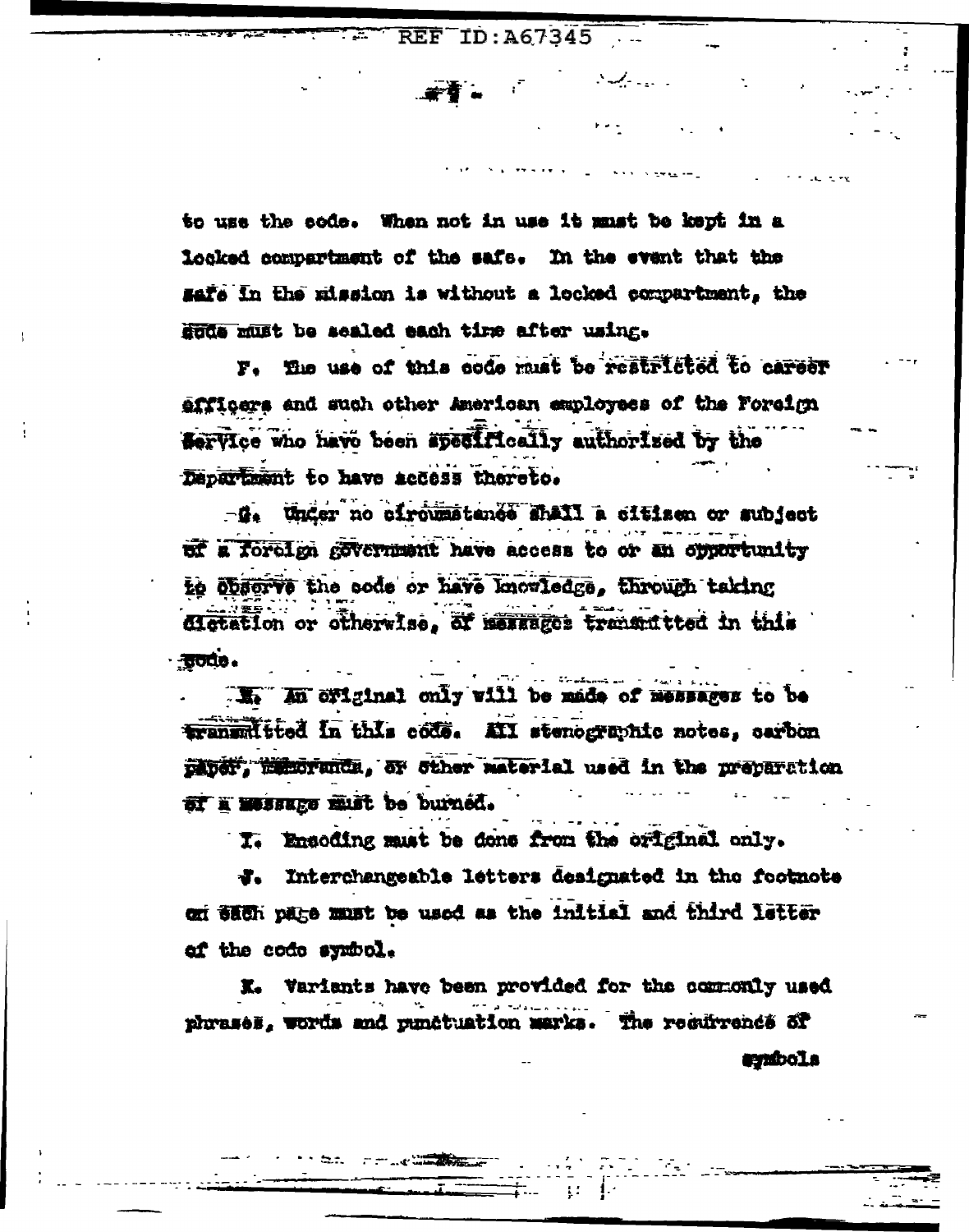to use the code. When not in use it must be kept in a locked compartment of the safe. In the event that the safe in the mission is without a locked compartment, the code must be sealed each time after using.

F. The use of this code must be restricted to career officers and such other American employees of the Foreign Service who have been specifically authorized by the Department to have access thereto.

G. Under no circumstance shall a citizen or subject of a foreign government have access to or an opportunity to observe the code or have knowledge, through taking dictation or otherwise, of messages transmitted in this code.

H. An original only will be made of messages to be transmitted in this code. All stenographic notes, carbon paper, memoranda, or other material used in the preparation of a message must be burned.

I. Encoding must be done from the original only.

J. Interchangeable letters designated in the footnote on each page must be used as the initial and third letter of the code symbol.

K. Variants have been provided for the commonly used phrases, words and punctuation marks. The recurrence of symbols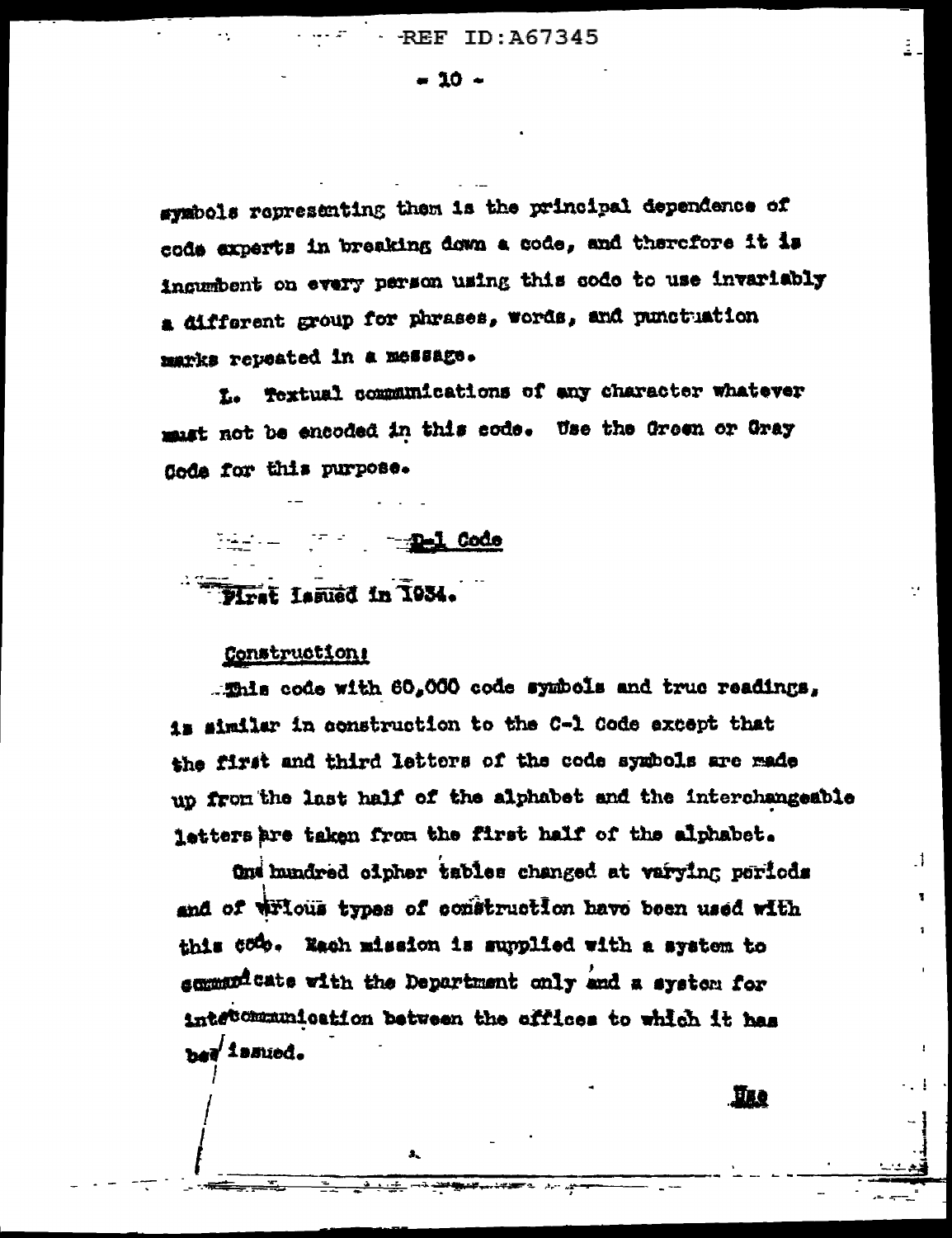symbols representing them is the principal dependence of code experts in breaking down a code, and therefore it is incumbent on every person using this code to use invariably a different group for phrases, words, and punctuation marks repeated in a message.

L. Textual communications of any character whatever must not be encoded in this code. Use the Green or Gray Code for this purpose.

D-1 Code

First Issued in 1934.

Construction:

This code with 60,000 code symbols and true readings, is similar in construction to the C-1 Code except that the first and third letters of the code symbols are made up from the last half of the alphabet and the interchangeable letters are taken from the first half of the alphabet.

One hundred cipher tables changed at varying periods and of various types of construction have been used with this code. Each mission is supplied with a system to communicate with the Department only and a system for intercommunication between the offices to which it has been issued.

Use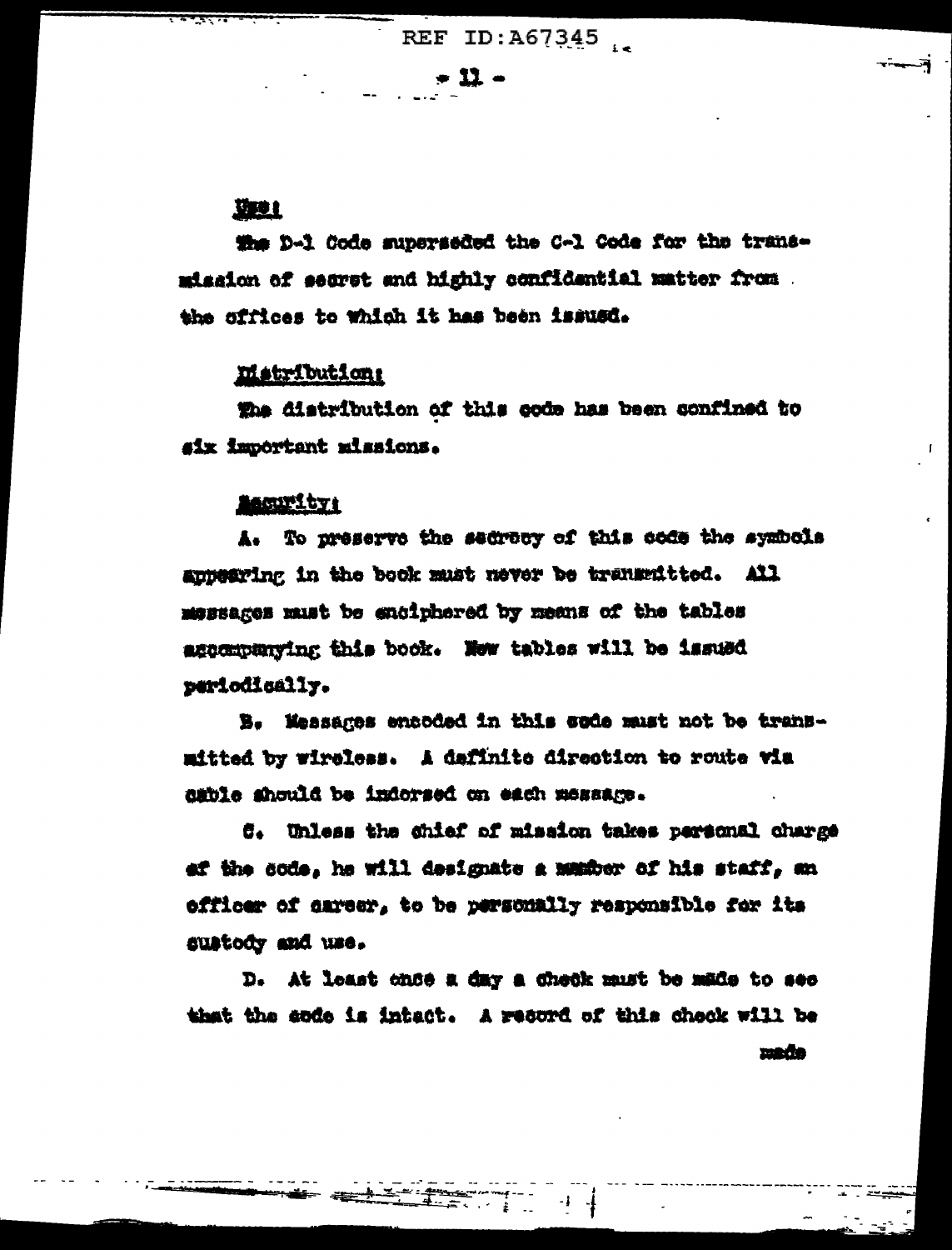Use:

The D-1 Code superseded the C-1 Code for the transmission of secret and highly confidential matter from the offices to which it has been issued.

Distribution:

The distribution of this code has been confined to six important missions.

Security:

A. To preserve the secrecy of this code the symbols appearing in the book must never be transmitted. All messages must be enciphered by means of the tables accompanying this book. New tables will be issued periodically.

B. Messages encoded in this code must not be transmitted by wireless. A definite direction to route via cable should be indorsed on each message.

C. Unless the chief of mission takes personal charge of the code, he will designate a member of his staff, an officer of career, to be personally responsible for its custody and use.

D. At least once a day a check must be made to see that the code is intact. A record of this check will be made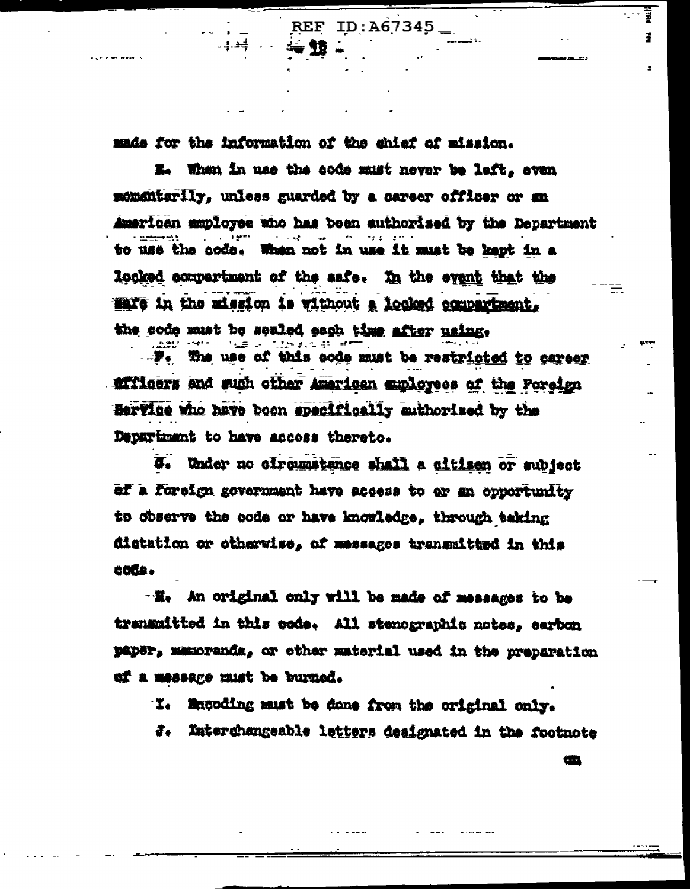made for the information of the chief of mission.

E. When in use the code must never be left, even momentarily, unless guarded by a career officer or an American employee who has been authorized by the Department to use the code. When not in use it must be kept in a locked compartment of the safe. In the event that the safe in the mission is without a locked compartment, the code must be sealed each time after using.

F. The use of this code must be restricted to career officers and such other American employees of the Foreign Service who have been specifically authorized by the Department to have access thereto.

G. Under no circumstance shall a citizen or subject of a foreign government have access to or an opportunity to observe the code or have knowledge, through taking dictation or otherwise, of messages transmitted in this code.

H. An original only will be made of messages to be transmitted in this code. All stenographic notes, carbon paper, memoranda, or other material used in the preparation of a message must be burned.

I. Encoding must be done from the original only.

J. Interchangeable letters designated in the footnote on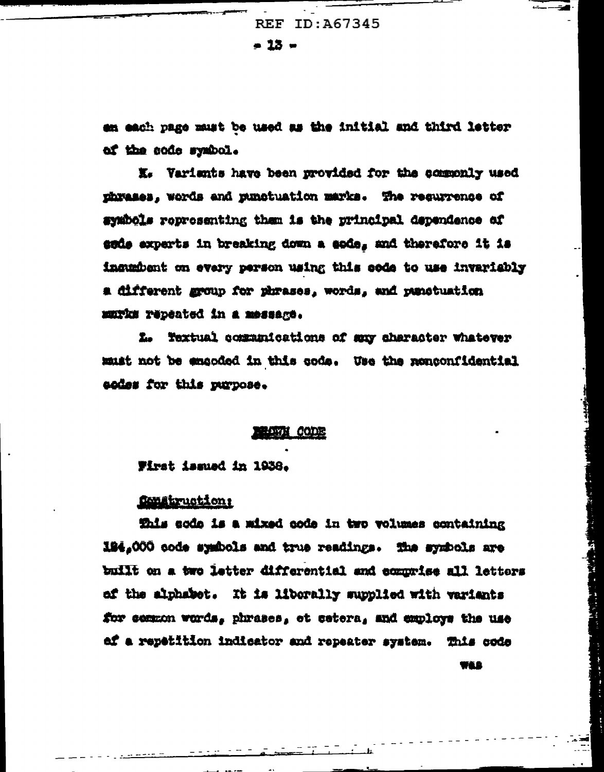on each page must be used as the initial and third letter of the code symbol.

K. Variants have been provided for the commonly used phrases, words and punctuation marks. The recurrence of symbols representing them is the principal dependence of code experts in breaking down a code, and therefore it is incumbent on every person using this code to use invariably a different group for phrases, words, and punctuation marks repeated in a message.

L. Textual communications of any character whatever must not be encoded in this code. Use the nonconfidential codes for this purpose.

## BROWN CODE

First issued in 1938.

Construction:

This code is a mixed code in two volumes containing 124,000 code symbols and true readings. The symbols are built on a two letter differential and comprise all letters of the alphabet. It is liberally supplied with variants for common words, phrases, et cetera, and employs the use of a repetition indicator and repeater system. This code was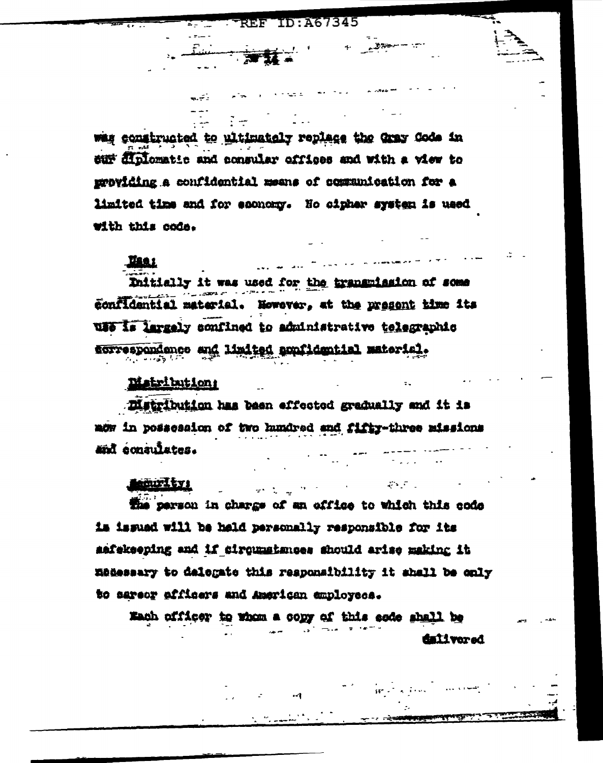was constructed to ultimately replace the Gray Code in our diplomatic and consular offices and with a view to providing a confidential means of communication for a limited time and for economy. No cipher system is used with this code.

Use:

Initially it was used for the transmission of some confidential material. However, at the present time its use is largely confined to administrative telegraphic correspondence and limited confidential material.

Distribution:

Distribution has been effected gradually and it is now in possession of two hundred and fifty-three missions and consulates.

Security:

The person in charge of an office to which this code is issued will be held personally responsible for its safekeeping and if circumstances should arise making it necessary to delegate this responsibility it shall be only to career officers and American employees.

Each officer to whom a copy of this code shall be delivered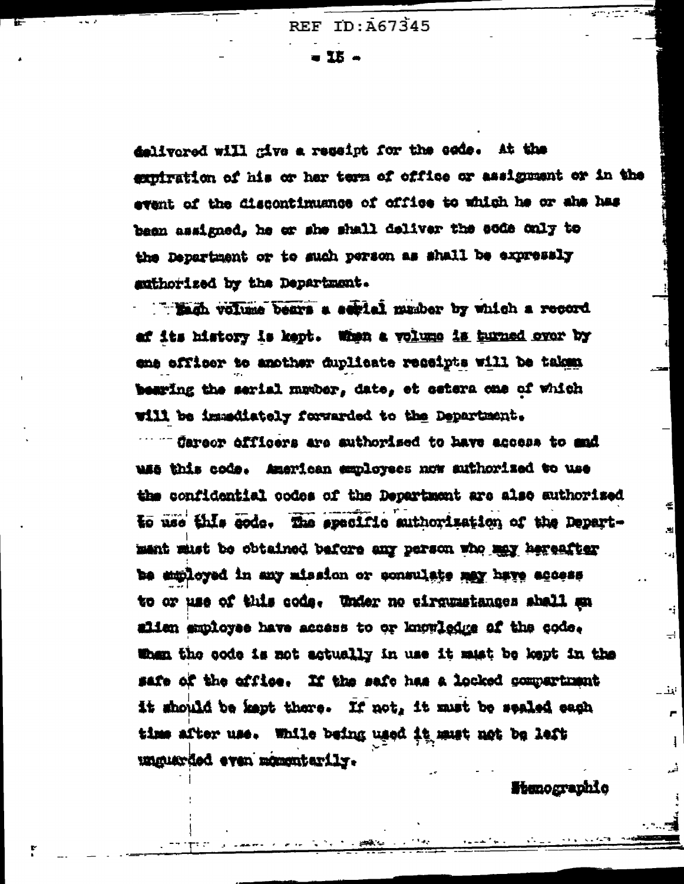delivered will give a receipt for the code. At the expiration of his or her term of office or assignment or in the event of the discontinuance of office to which he or she has been assigned, he or she shall deliver the code only to the Department or to such person as shall be expressly authorized by the Department.

Each volume bears a serial number by which a record of its history is kept. When a volume is turned over by one officer to another duplicate receipts will be taken bearing the serial number, date, et cetera one of which will be immediately forwarded to the Department.

Career officers are authorized to have access to and use this code. American employees now authorized to use the confidential codes of the Department are also authorized to use this code. The specific authorization of the Department must be obtained before any person who may hereafter be employed in any mission or consulate may have access to or use of this code. Under no circumstances shall an alien employee have access to or knowledge of the code. When the code is not actually in use it must be kept in the safe of the office. If the safe has a locked compartment it should be kept there. If not, it must be sealed each time after use. While being used it must not be left unguarded even momentarily.

Stenographic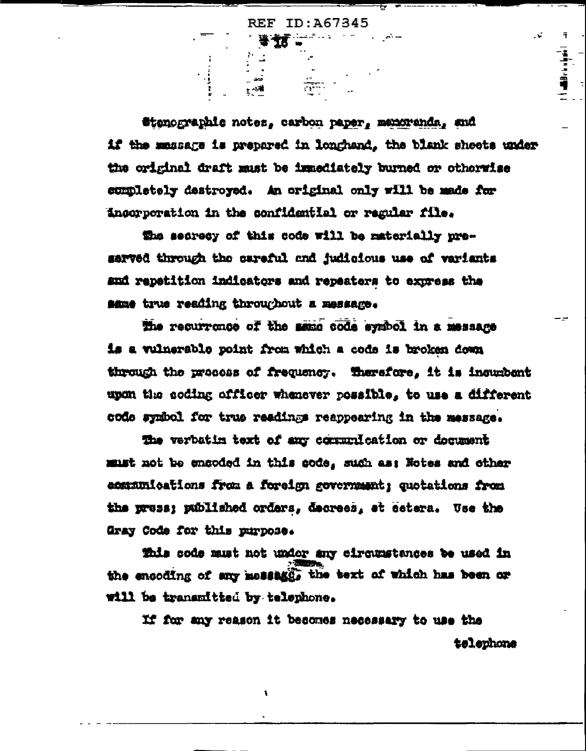Stenographic notes, carbon paper, memoranda, and if the message is prepared in longhand, the blank sheets under the original draft must be immediately burned or otherwise completely destroyed. An original only will be made for incorporation in the confidential or regular file.

The secrecy of this code will be materially preserved through the careful and judicious use of variants and repetition indicators and repeaters to express the same true reading throughout a message.

The recurrence of the same code symbol in a message is a vulnerable point from which a code is broken down through the process of frequency. Therefore, it is incumbent upon the coding officer whenever possible, to use a different code symbol for true readings reappearing in the message.

The verbatim text of any communication or document must not be encoded in this code, such as: Notes and other communications from a foreign government; quotations from the press; published orders, decrees, et cetera. Use the Gray Code for this purpose.

This code must not under any circumstances be used in the encoding of any message, the text of which has been or will be transmitted by telephone.

If for any reason it becomes necessary to use the telephone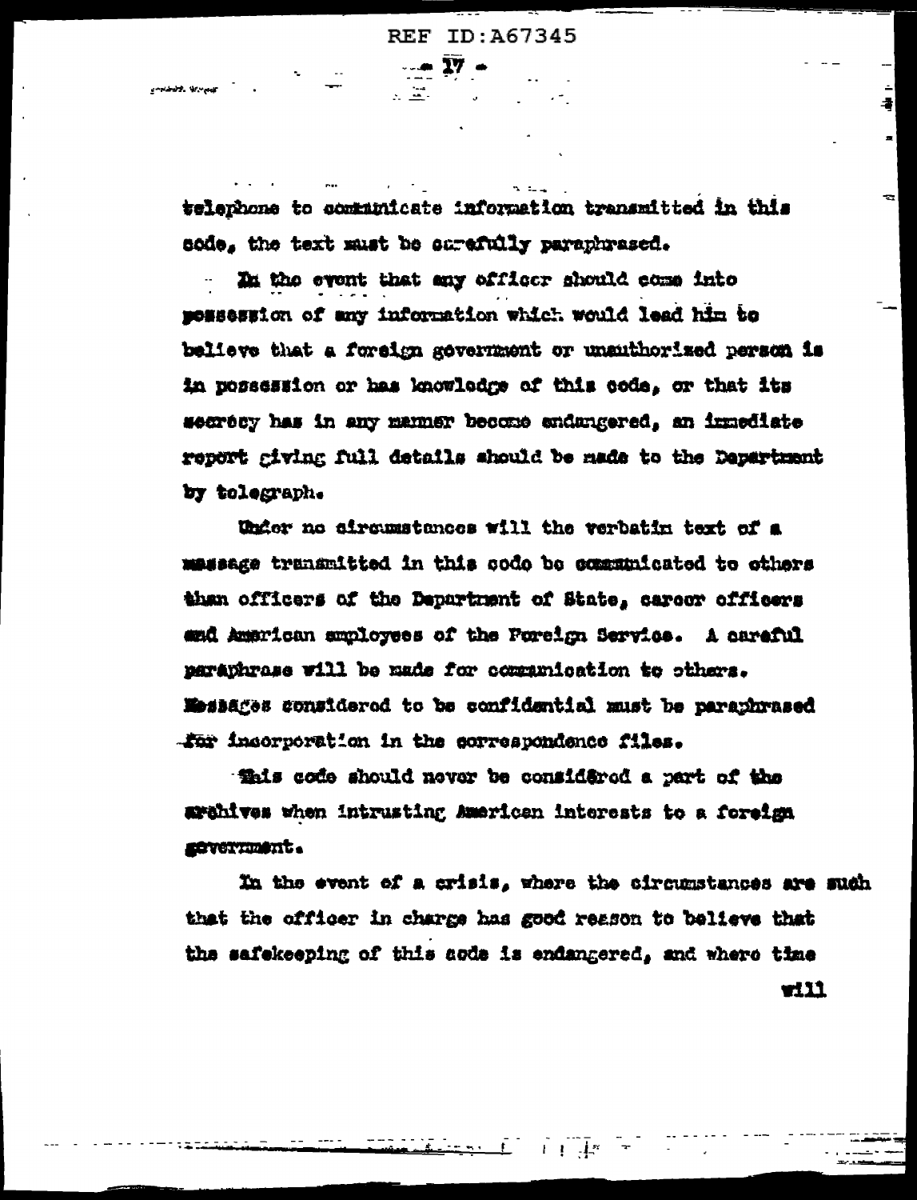telephone to communicate information transmitted in this code, the text must be carefully paraphrased.

In the event that any officer should come into possession of any information which would lead him to believe that a foreign government or unauthorized person is in possession or has knowledge of this code, or that its secrecy has in any manner become endangered, an immediate report giving full details should be made to the Department by telegraph.

Under no circumstances will the verbatim text of a message transmitted in this code be communicated to others than officers of the Department of State, career officers and American employees of the Foreign Service. A careful paraphrase will be made for communication to others. Messages considered to be confidential must be paraphrased for incorporation in the correspondence files.

This code should never be considered a part of the archives when intrusting American interests to a foreign government.

In the event of a crisis, where the circumstances are such that the officer in charge has good reason to believe that the safekeeping of this code is endangered, and where time will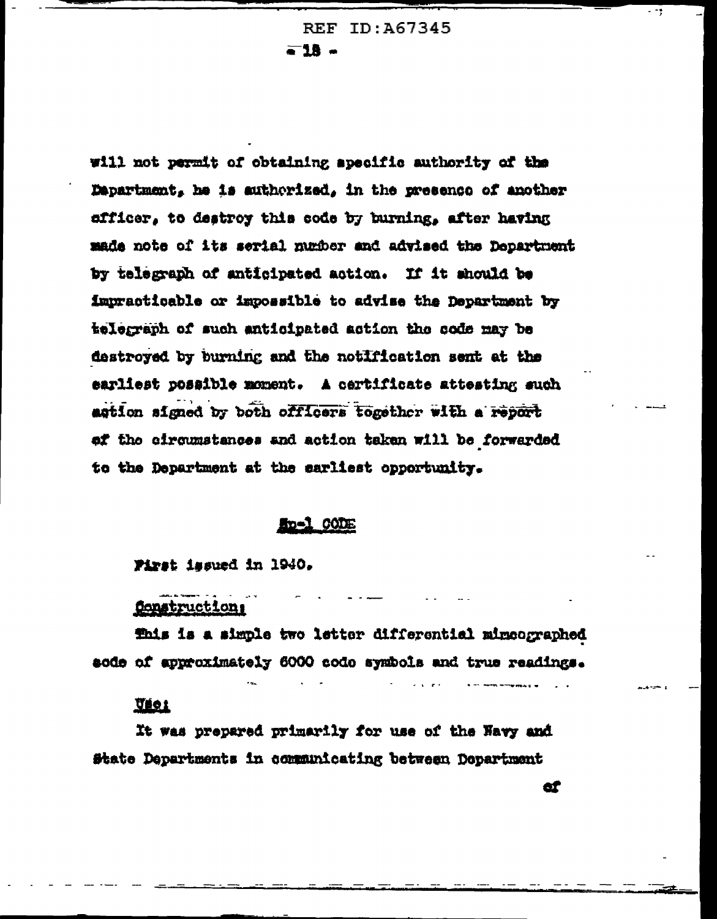will not permit of obtaining specific authority of the Department, he is authorized, in the presence of another officer, to destroy this code by burning, after having made note of its serial number and advised the Department by telegraph of anticipated action. If it should be impracticable or impossible to advise the Department by telegraph of such anticipated action the code may be destroyed by burning and the notification sent at the earliest possible moment. A certificate attesting such action signed by both officers together with a report of the circumstances and action taken will be forwarded to the Department at the earliest opportunity.

## Sp-1 CODE

First issued in 1940.

**Construction:**

This is a simple two letter differential mimeographed code of approximately 6000 code symbols and true readings.

**Use:**

It was prepared primarily for use of the Navy and State Departments in communicating between Department of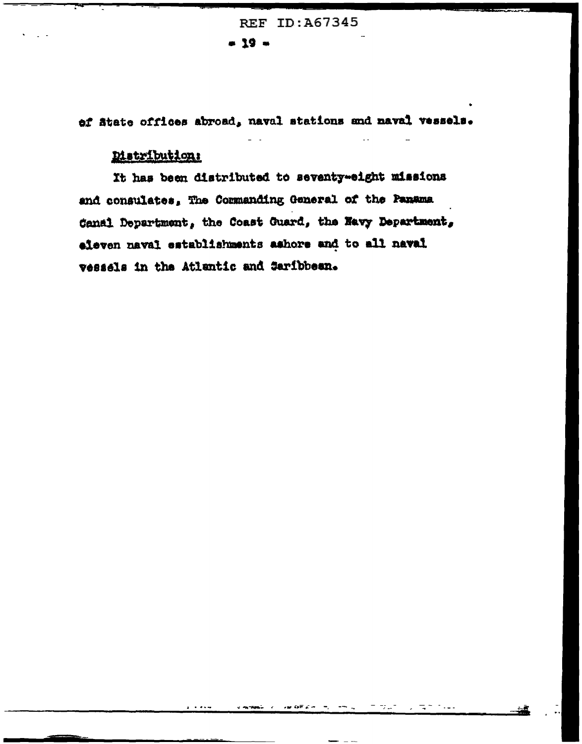of State offices abroad, naval stations and naval vessels.

Distribution:

It has been distributed to seventy-eight missions and consulates, The Commanding General of the Panama Canal Department, the Coast Guard, the Navy Department, eleven naval establishments ashore and to all naval vessels in the Atlantic and Caribbean.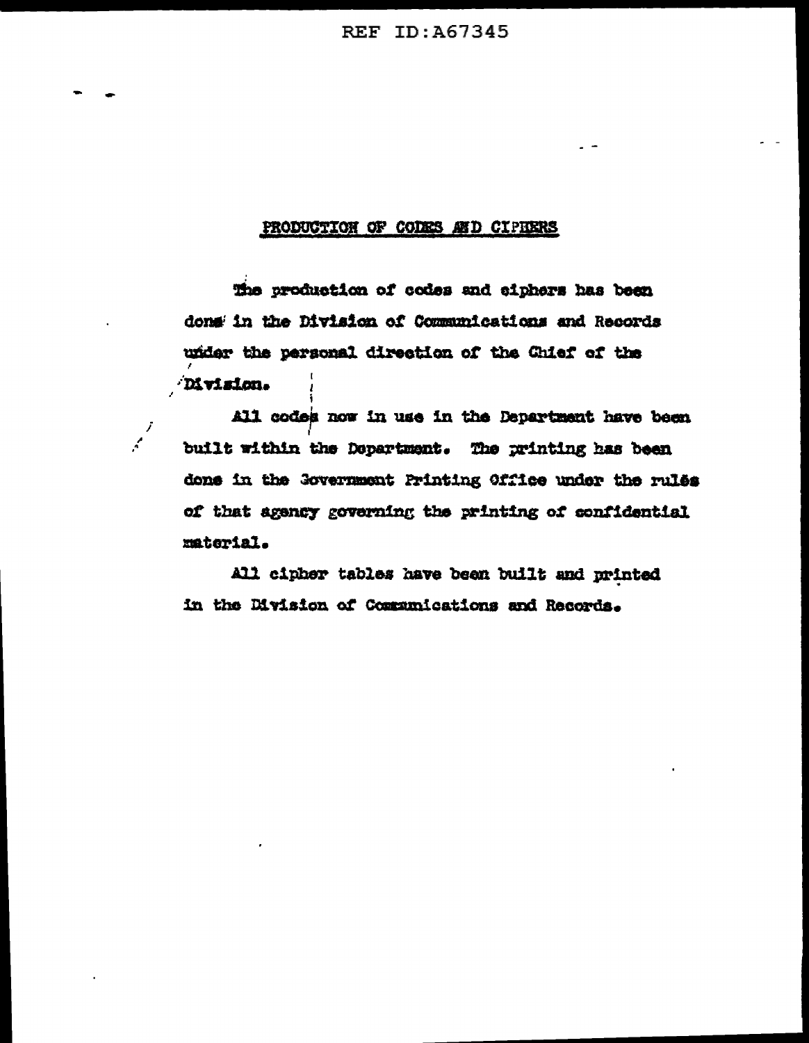## PRODUCTION OF CODES AND CIPHERS

The production of codes and ciphers has been done in the Division of Communications and Records under the personal direction of the Chief of the Division.

All codes now in use in the Department have been built within the Department. The printing has been done in the Government Printing Office under the rules of that agency governing the printing of confidential material.

All cipher tables have been built and printed in the Division of Communications and Records.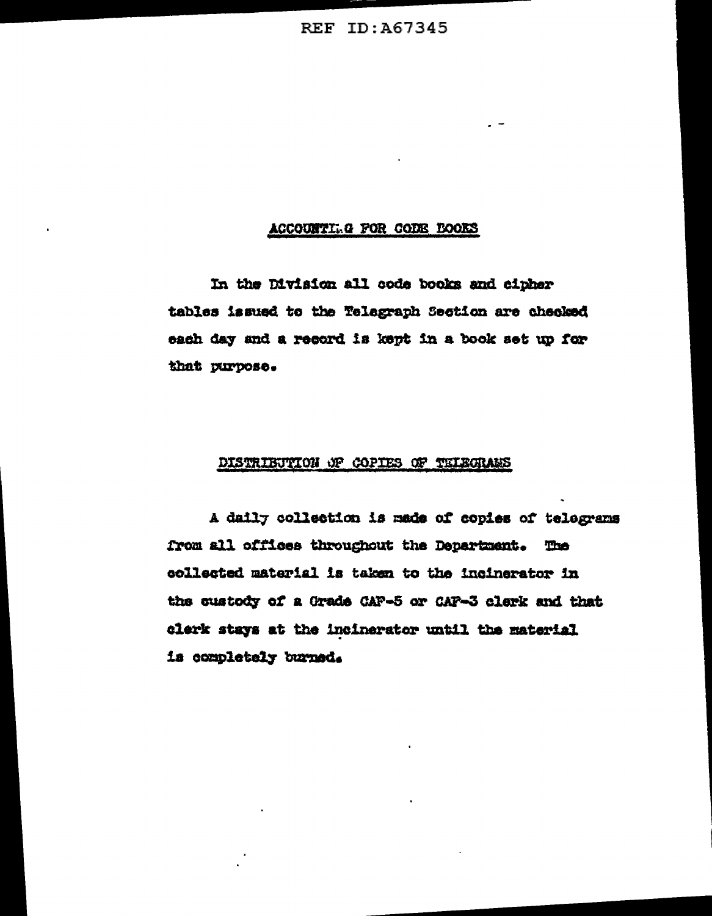## ACCOUNTING FOR CODE BOOKS

In the Division all code books and cipher tables issued to the Telegraph Section are checked each day and a record is kept in a book set up for that purpose.

## DISTRIBUTION OF COPIES OF TELEGRAMS

A daily collection is made of copies of telegrams from all offices throughout the Department. The collected material is taken to the incinerator in the custody of a Grade CAF-5 or CAF-3 clerk and that clerk stays at the incinerator until the material is completely burned.